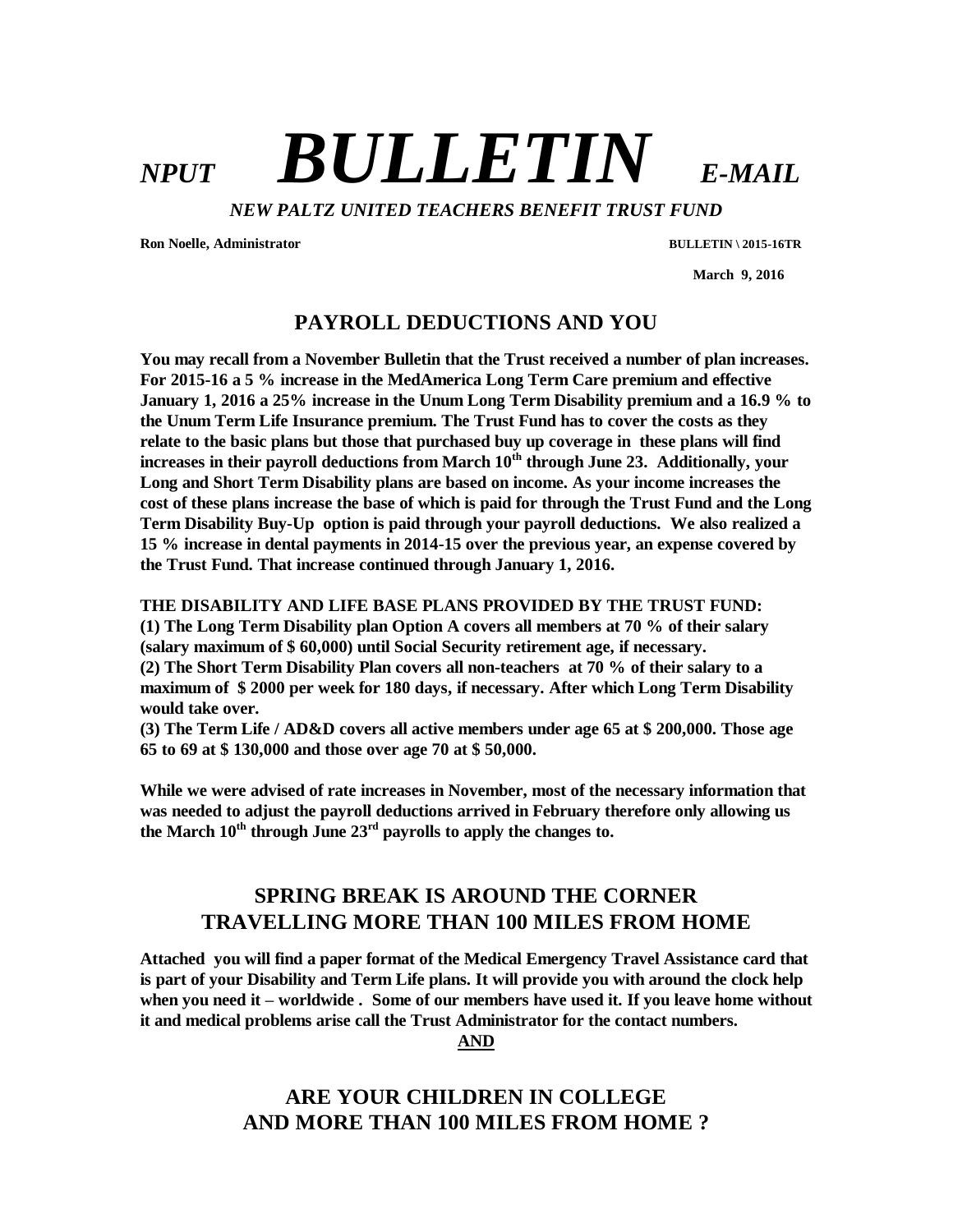# *NPUT* ***BULLETIN*** *E-MAIL*

***NEW PALTZ UNITED TEACHERS BENEFIT TRUST FUND***

**Ron Noelle, Administrator** **BULLETIN \ 2015-16TR**

**March 9, 2016**

## PAYROLL DEDUCTIONS AND YOU

**You may recall from a November Bulletin that the Trust received a number of plan increases. For 2015-16 a 5 % increase in the MedAmerica Long Term Care premium and effective January 1, 2016 a 25% increase in the Unum Long Term Disability premium and a 16.9 % to the Unum Term Life Insurance premium. The Trust Fund has to cover the costs as they relate to the basic plans but those that purchased buy up coverage in these plans will find increases in their payroll deductions from March 10th through June 23. Additionally, your Long and Short Term Disability plans are based on income. As your income increases the cost of these plans increase the base of which is paid for through the Trust Fund and the Long Term Disability Buy-Up option is paid through your payroll deductions. We also realized a 15 % increase in dental payments in 2014-15 over the previous year, an expense covered by the Trust Fund. That increase continued through January 1, 2016.**

**THE DISABILITY AND LIFE BASE PLANS PROVIDED BY THE TRUST FUND:**
**(1) The Long Term Disability plan Option A covers all members at 70 % of their salary (salary maximum of $ 60,000) until Social Security retirement age, if necessary.**
**(2) The Short Term Disability Plan covers all non-teachers at 70 % of their salary to a maximum of $ 2000 per week for 180 days, if necessary. After which Long Term Disability would take over.**
**(3) The Term Life / AD&D covers all active members under age 65 at $ 200,000. Those age 65 to 69 at $ 130,000 and those over age 70 at $ 50,000.**

**While we were advised of rate increases in November, most of the necessary information that was needed to adjust the payroll deductions arrived in February therefore only allowing us the March 10th through June 23rd payrolls to apply the changes to.**

## SPRING BREAK IS AROUND THE CORNER
## TRAVELLING MORE THAN 100 MILES FROM HOME

**Attached you will find a paper format of the Medical Emergency Travel Assistance card that is part of your Disability and Term Life plans. It will provide you with around the clock help when you need it – worldwide . Some of our members have used it. If you leave home without it and medical problems arise call the Trust Administrator for the contact numbers.**

**AND**

## ARE YOUR CHILDREN IN COLLEGE
## AND MORE THAN 100 MILES FROM HOME ?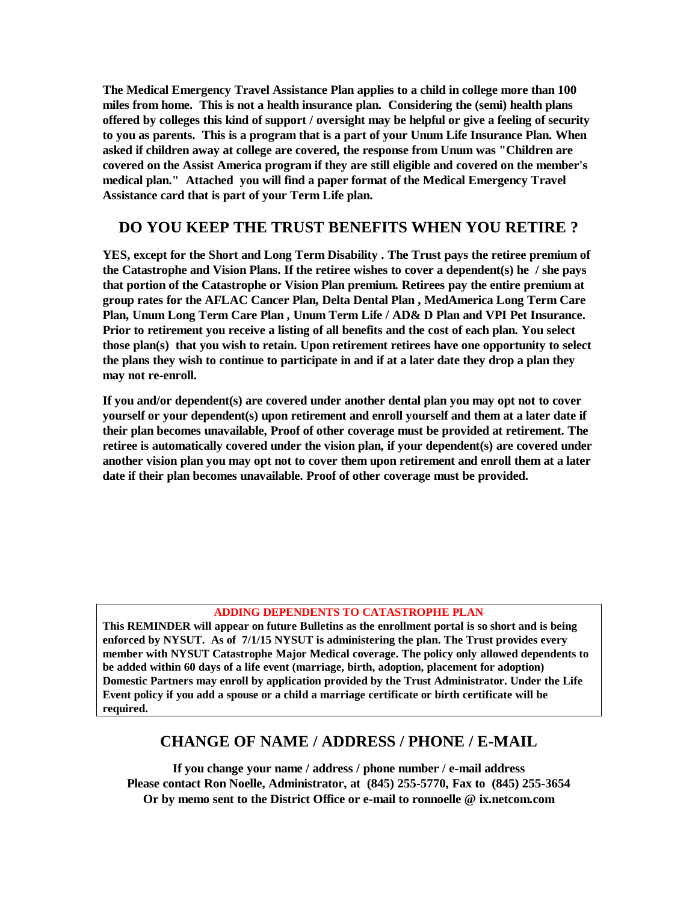**The Medical Emergency Travel Assistance Plan applies to a child in college more than 100 miles from home. This is not a health insurance plan. Considering the (semi) health plans offered by colleges this kind of support / oversight may be helpful or give a feeling of security to you as parents. This is a program that is a part of your Unum Life Insurance Plan. When asked if children away at college are covered, the response from Unum was "Children are covered on the Assist America program if they are still eligible and covered on the member's medical plan." Attached you will find a paper format of the Medical Emergency Travel Assistance card that is part of your Term Life plan.**

## DO YOU KEEP THE TRUST BENEFITS WHEN YOU RETIRE ?

**YES, except for the Short and Long Term Disability . The Trust pays the retiree premium of the Catastrophe and Vision Plans. If the retiree wishes to cover a dependent(s) he / she pays that portion of the Catastrophe or Vision Plan premium. Retirees pay the entire premium at group rates for the AFLAC Cancer Plan, Delta Dental Plan , MedAmerica Long Term Care Plan, Unum Long Term Care Plan , Unum Term Life / AD& D Plan and VPI Pet Insurance. Prior to retirement you receive a listing of all benefits and the cost of each plan. You select those plan(s) that you wish to retain. Upon retirement retirees have one opportunity to select the plans they wish to continue to participate in and if at a later date they drop a plan they may not re-enroll.**

**If you and/or dependent(s) are covered under another dental plan you may opt not to cover yourself or your dependent(s) upon retirement and enroll yourself and them at a later date if their plan becomes unavailable, Proof of other coverage must be provided at retirement. The retiree is automatically covered under the vision plan, if your dependent(s) are covered under another vision plan you may opt not to cover them upon retirement and enroll them at a later date if their plan becomes unavailable. Proof of other coverage must be provided.**

### ADDING DEPENDENTS TO CATASTROPHE PLAN

**This REMINDER will appear on future Bulletins as the enrollment portal is so short and is being enforced by NYSUT. As of 7/1/15 NYSUT is administering the plan. The Trust provides every member with NYSUT Catastrophe Major Medical coverage. The policy only allowed dependents to be added within 60 days of a life event (marriage, birth, adoption, placement for adoption) Domestic Partners may enroll by application provided by the Trust Administrator. Under the Life Event policy if you add a spouse or a child a marriage certificate or birth certificate will be required.**

## CHANGE OF NAME / ADDRESS / PHONE / E-MAIL

**If you change your name / address / phone number / e-mail address**
**Please contact Ron Noelle, Administrator, at (845) 255-5770, Fax to (845) 255-3654**
**Or by memo sent to the District Office or e-mail to ronnoelle @ ix.netcom.com**